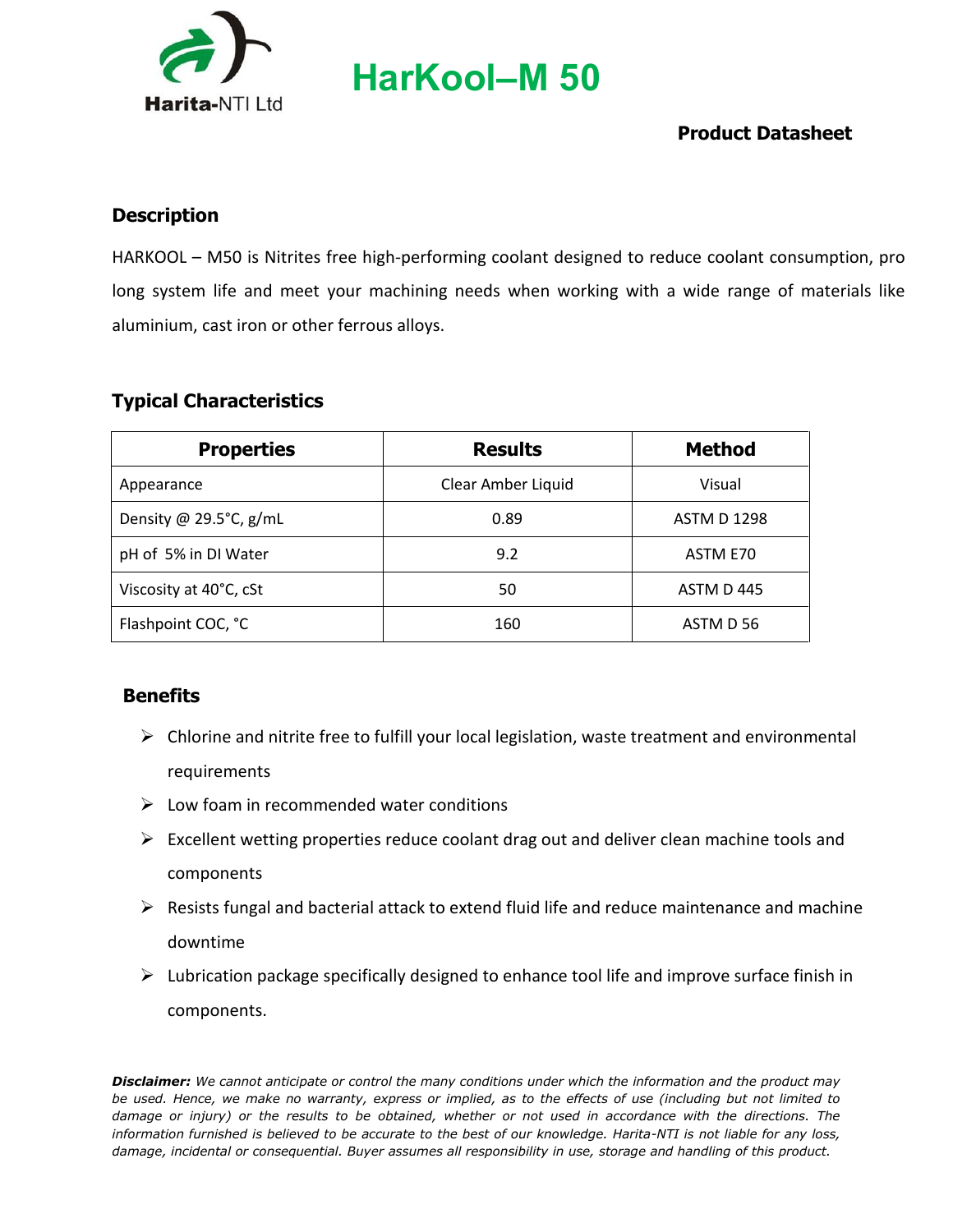Harita-NTI Ltd

# HarKool–M 50

**Product Datasheet**

## Description

HARKOOL – M50 is Nitrites free high-performing coolant designed to reduce coolant consumption, pro long system life and meet your machining needs when working with a wide range of materials like aluminium, cast iron or other ferrous alloys.

## Typical Characteristics

| Properties | Results | Method |
|---|---|---|
| Appearance | Clear Amber Liquid | Visual |
| Density @ 29.5°C, g/mL | 0.89 | ASTM D 1298 |
| pH of 5% in DI Water | 9.2 | ASTM E70 |
| Viscosity at 40°C, cSt | 50 | ASTM D 445 |
| Flashpoint COC, °C | 160 | ASTM D 56 |

## Benefits

- Chlorine and nitrite free to fulfill your local legislation, waste treatment and environmental requirements
- Low foam in recommended water conditions
- Excellent wetting properties reduce coolant drag out and deliver clean machine tools and components
- Resists fungal and bacterial attack to extend fluid life and reduce maintenance and machine downtime
- Lubrication package specifically designed to enhance tool life and improve surface finish in components.

***Disclaimer:*** *We cannot anticipate or control the many conditions under which the information and the product may be used. Hence, we make no warranty, express or implied, as to the effects of use (including but not limited to damage or injury) or the results to be obtained, whether or not used in accordance with the directions. The information furnished is believed to be accurate to the best of our knowledge. Harita-NTI is not liable for any loss, damage, incidental or consequential. Buyer assumes all responsibility in use, storage and handling of this product.*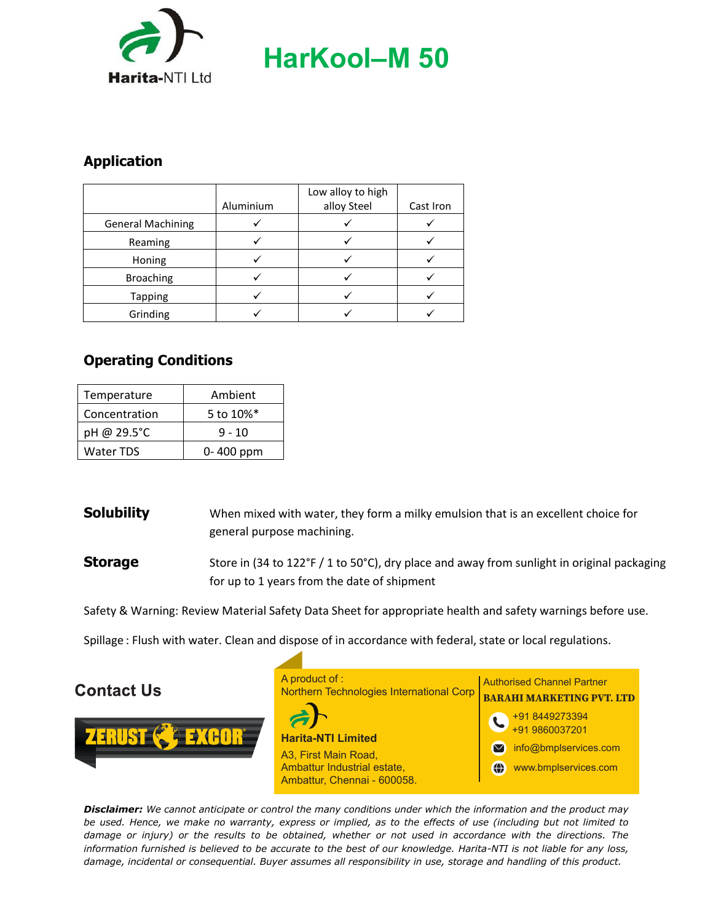Harita-NTI Ltd

# HarKool–M 50

## Application

| | Aluminium | Low alloy to high alloy Steel | Cast Iron |
|---|---|---|---|
| General Machining | ✓ | ✓ | ✓ |
| Reaming | ✓ | ✓ | ✓ |
| Honing | ✓ | ✓ | ✓ |
| Broaching | ✓ | ✓ | ✓ |
| Tapping | ✓ | ✓ | ✓ |
| Grinding | ✓ | ✓ | ✓ |

## Operating Conditions

| | |
|---|---|
| Temperature | Ambient |
| Concentration | 5 to 10%* |
| pH @ 29.5°C | 9 - 10 |
| Water TDS | 0- 400 ppm |

**Solubility** When mixed with water, they form a milky emulsion that is an excellent choice for general purpose machining.

**Storage** Store in (34 to 122°F / 1 to 50°C), dry place and away from sunlight in original packaging for up to 1 years from the date of shipment

Safety & Warning: Review Material Safety Data Sheet for appropriate health and safety warnings before use.

Spillage : Flush with water. Clean and dispose of in accordance with federal, state or local regulations.

## Contact Us

ZERUST EXCOR

A product of :
Northern Technologies International Corp

**Harita-NTI Limited**
A3, First Main Road,
Ambattur Industrial estate,
Ambattur, Chennai - 600058.

Authorised Channel Partner
**BARAHI MARKETING PVT. LTD**
+91 8449273394
+91 9860037201
info@bmplservices.com
www.bmplservices.com

***Disclaimer:*** *We cannot anticipate or control the many conditions under which the information and the product may be used. Hence, we make no warranty, express or implied, as to the effects of use (including but not limited to damage or injury) or the results to be obtained, whether or not used in accordance with the directions. The information furnished is believed to be accurate to the best of our knowledge. Harita-NTI is not liable for any loss, damage, incidental or consequential. Buyer assumes all responsibility in use, storage and handling of this product.*